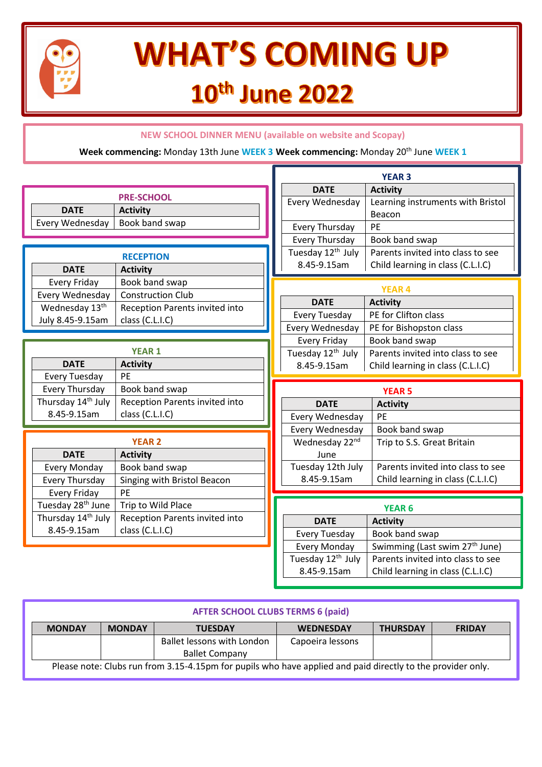# WHAT'S COMING UP

## 10th June 2022

**NEW SCHOOL DINNER MENU (available on website and Scopay)**

**Week commencing:** Monday 13th June **WEEK 3** **Week commencing:** Monday 20th June **WEEK 1**

### PRE-SCHOOL

| DATE | Activity |
|---|---|
| Every Wednesday | Book band swap |

### RECEPTION

| DATE | Activity |
|---|---|
| Every Friday | Book band swap |
| Every Wednesday | Construction Club |
| Wednesday 13th July 8.45-9.15am | Reception Parents invited into class (C.L.I.C) |

### YEAR 1

| DATE | Activity |
|---|---|
| Every Tuesday | PE |
| Every Thursday | Book band swap |
| Thursday 14th July 8.45-9.15am | Reception Parents invited into class (C.L.I.C) |

### YEAR 2

| DATE | Activity |
|---|---|
| Every Monday | Book band swap |
| Every Thursday | Singing with Bristol Beacon |
| Every Friday | PE |
| Tuesday 28th June | Trip to Wild Place |
| Thursday 14th July 8.45-9.15am | Reception Parents invited into class (C.L.I.C) |

### YEAR 3

| DATE | Activity |
|---|---|
| Every Wednesday | Learning instruments with Bristol Beacon |
| Every Thursday | PE |
| Every Thursday | Book band swap |
| Tuesday 12th July 8.45-9.15am | Parents invited into class to see Child learning in class (C.L.I.C) |

### YEAR 4

| DATE | Activity |
|---|---|
| Every Tuesday | PE for Clifton class |
| Every Wednesday | PE for Bishopston class |
| Every Friday | Book band swap |
| Tuesday 12th July 8.45-9.15am | Parents invited into class to see Child learning in class (C.L.I.C) |

### YEAR 5

| DATE | Activity |
|---|---|
| Every Wednesday | PE |
| Every Wednesday | Book band swap |
| Wednesday 22nd June | Trip to S.S. Great Britain |
| Tuesday 12th July 8.45-9.15am | Parents invited into class to see Child learning in class (C.L.I.C) |

### YEAR 6

| DATE | Activity |
|---|---|
| Every Tuesday | Book band swap |
| Every Monday | Swimming (Last swim 27th June) |
| Tuesday 12th July 8.45-9.15am | Parents invited into class to see Child learning in class (C.L.I.C) |

### AFTER SCHOOL CLUBS TERMS 6 (paid)

| MONDAY | MONDAY | TUESDAY | WEDNESDAY | THURSDAY | FRIDAY |
|---|---|---|---|---|---|
| | | Ballet lessons with London Ballet Company | Capoeira lessons | | |

Please note: Clubs run from 3.15-4.15pm for pupils who have applied and paid directly to the provider only.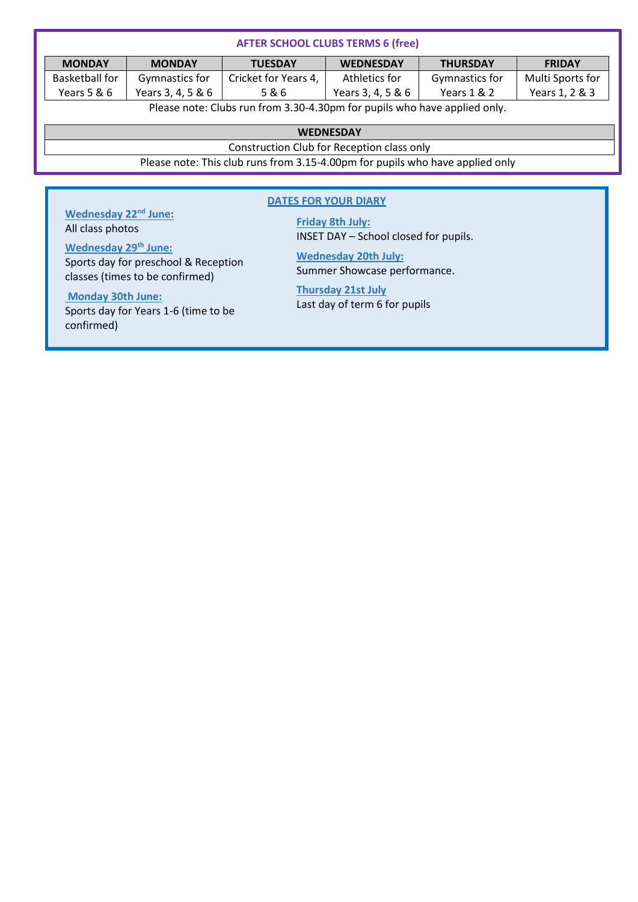## AFTER SCHOOL CLUBS TERMS 6 (free)

| MONDAY | MONDAY | TUESDAY | WEDNESDAY | THURSDAY | FRIDAY |
|---|---|---|---|---|---|
| Basketball for Years 5 & 6 | Gymnastics for Years 3, 4, 5 & 6 | Cricket for Years 4, 5 & 6 | Athletics for Years 3, 4, 5 & 6 | Gymnastics for Years 1 & 2 | Multi Sports for Years 1, 2 & 3 |

Please note: Clubs run from 3.30-4.30pm for pupils who have applied only.

| WEDNESDAY |
|---|
| Construction Club for Reception class only |

Please note: This club runs from 3.15-4.00pm for pupils who have applied only

## DATES FOR YOUR DIARY

**Wednesday 22nd June:**
All class photos

**Wednesday 29th June:**
Sports day for preschool & Reception classes (times to be confirmed)

**Monday 30th June:**
Sports day for Years 1-6 (time to be confirmed)

**Friday 8th July:**
INSET DAY – School closed for pupils.

**Wednesday 20th July:**
Summer Showcase performance.

**Thursday 21st July**
Last day of term 6 for pupils